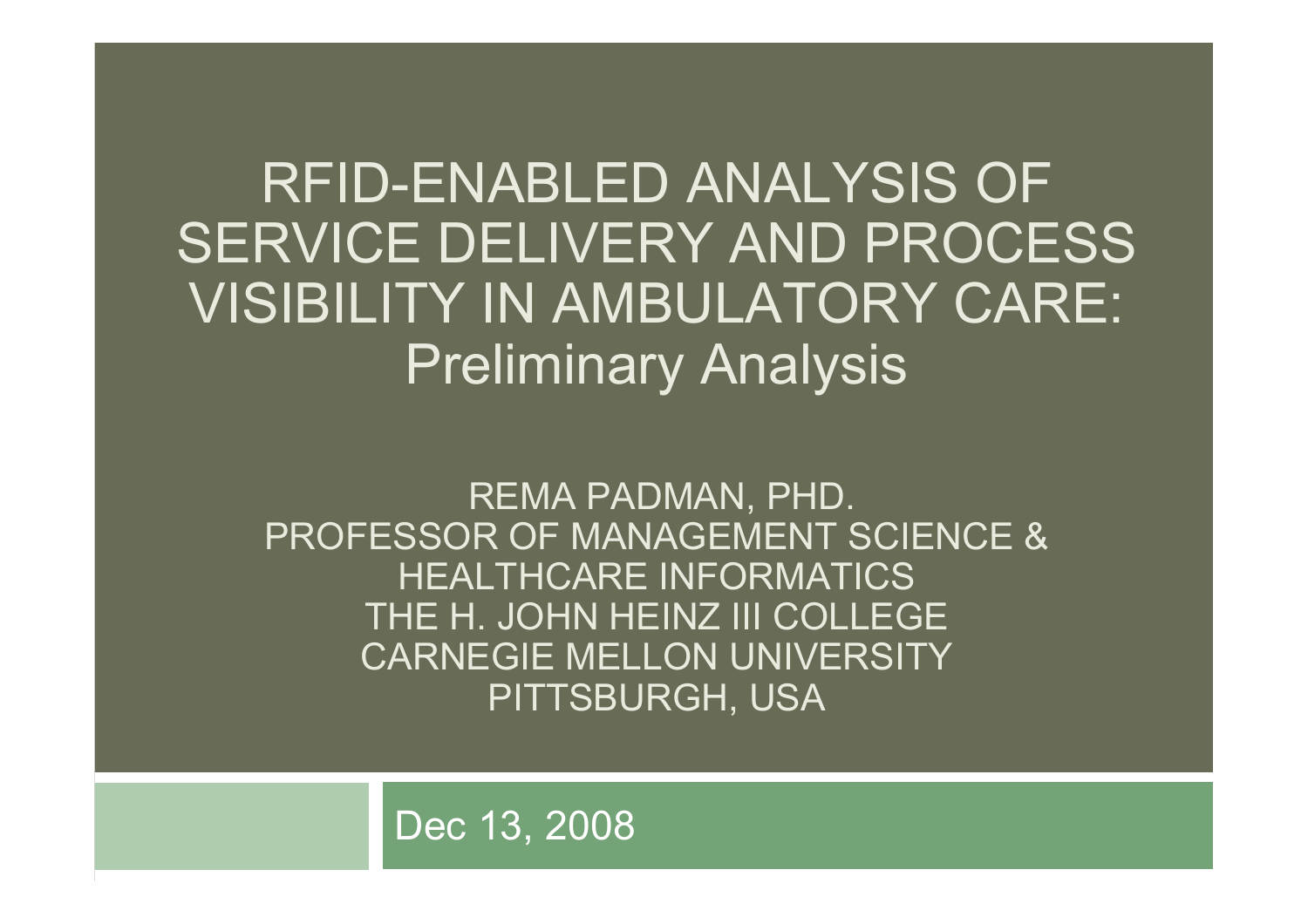# RFID-ENABLED ANALYSIS OF SERVICE DELIVERY AND PROCESS VISIBILITY IN AMBULATORY CARE: Preliminary Analysis

REMA PADMAN, PHD.
PROFESSOR OF MANAGEMENT SCIENCE & HEALTHCARE INFORMATICS
THE H. JOHN HEINZ III COLLEGE
CARNEGIE MELLON UNIVERSITY
PITTSBURGH, USA

Dec 13, 2008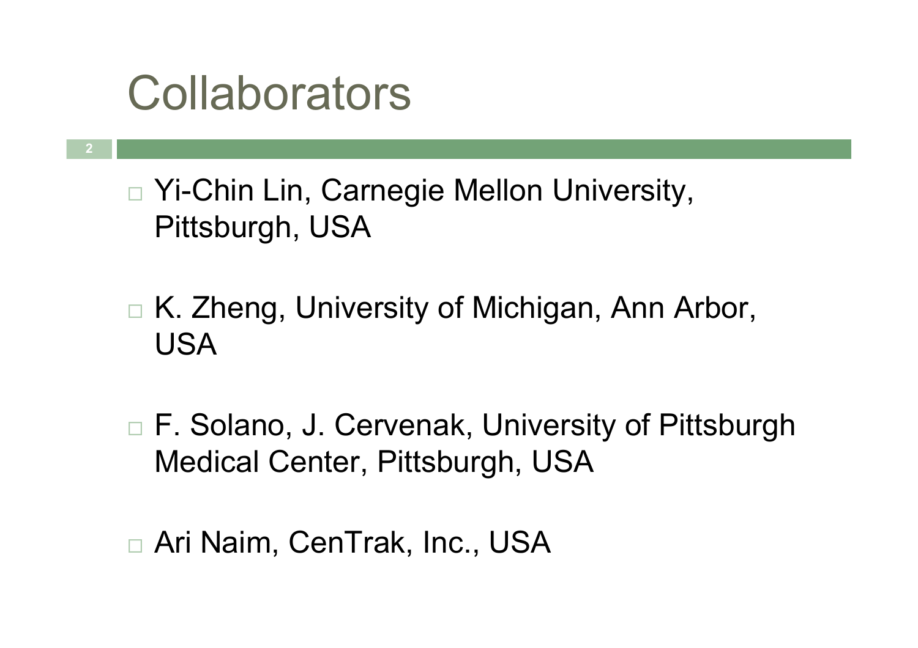# Collaborators

- Yi-Chin Lin, Carnegie Mellon University, Pittsburgh, USA
- K. Zheng, University of Michigan, Ann Arbor, USA
- F. Solano, J. Cervenak, University of Pittsburgh Medical Center, Pittsburgh, USA
- Ari Naim, CenTrak, Inc., USA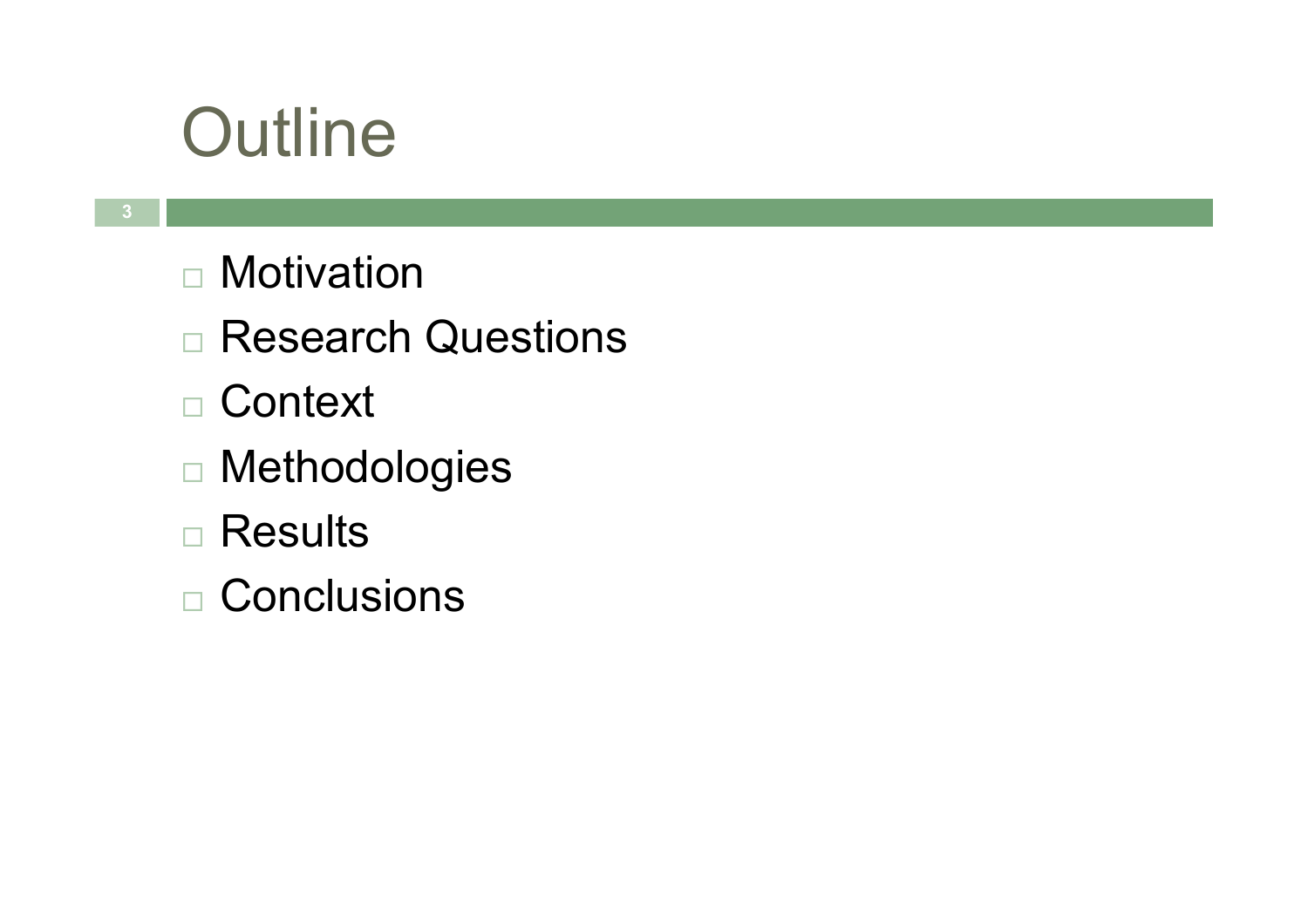# Outline

- Motivation
- Research Questions
- Context
- Methodologies
- Results
- Conclusions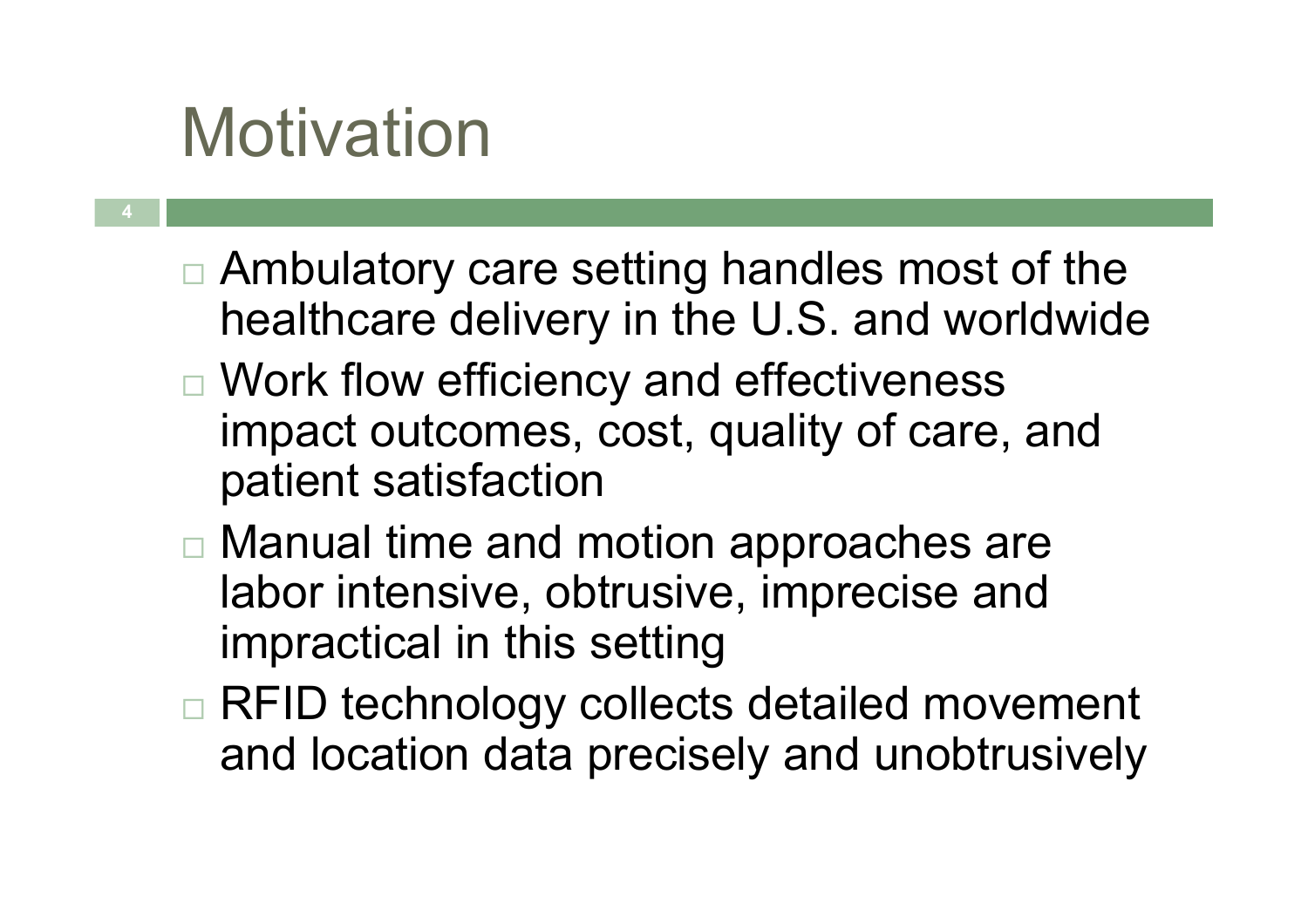# Motivation

- Ambulatory care setting handles most of the healthcare delivery in the U.S. and worldwide
- Work flow efficiency and effectiveness impact outcomes, cost, quality of care, and patient satisfaction
- Manual time and motion approaches are labor intensive, obtrusive, imprecise and impractical in this setting
- RFID technology collects detailed movement and location data precisely and unobtrusively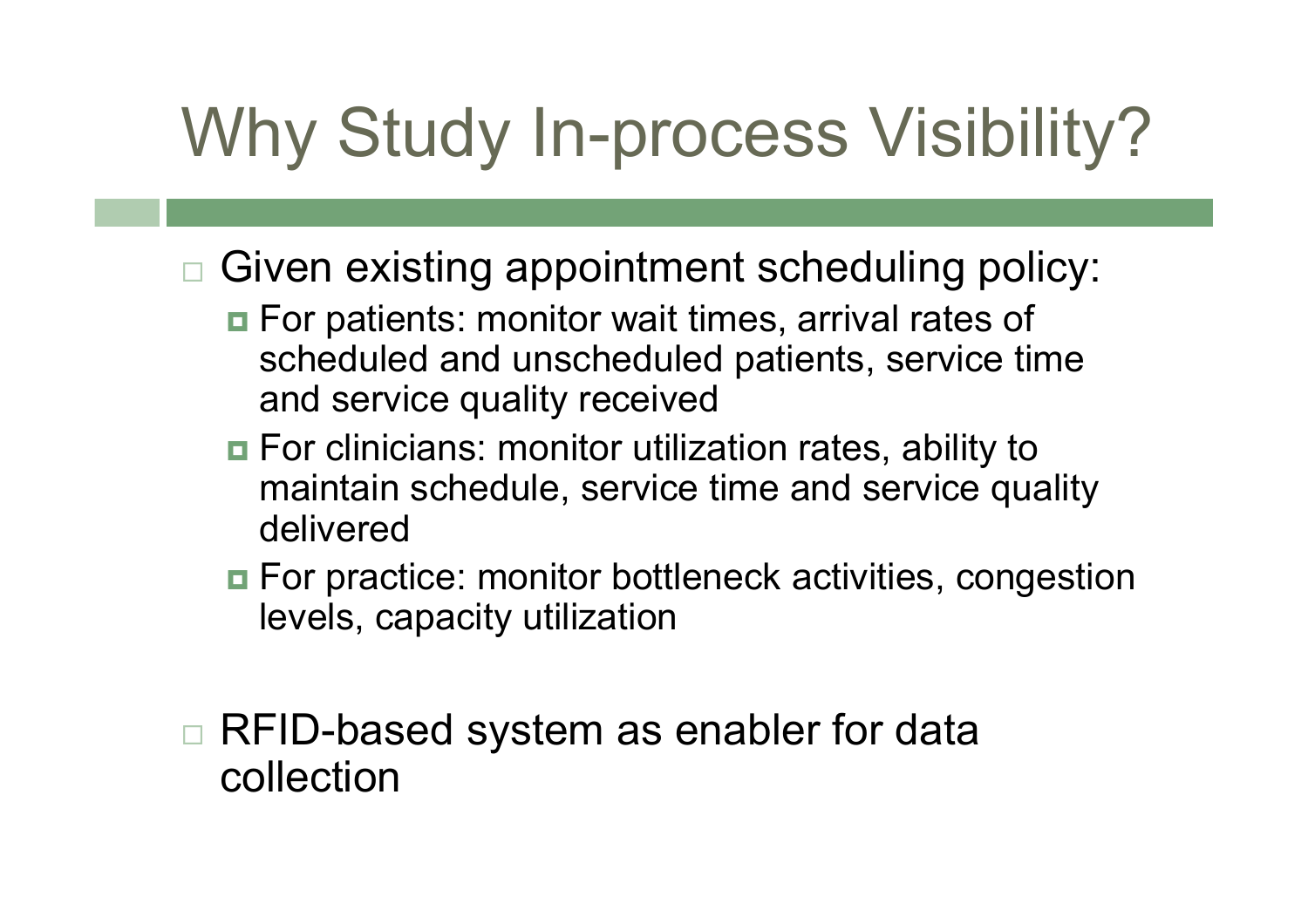# Why Study In-process Visibility?

- Given existing appointment scheduling policy:
  - For patients: monitor wait times, arrival rates of scheduled and unscheduled patients, service time and service quality received
  - For clinicians: monitor utilization rates, ability to maintain schedule, service time and service quality delivered
  - For practice: monitor bottleneck activities, congestion levels, capacity utilization

- RFID-based system as enabler for data collection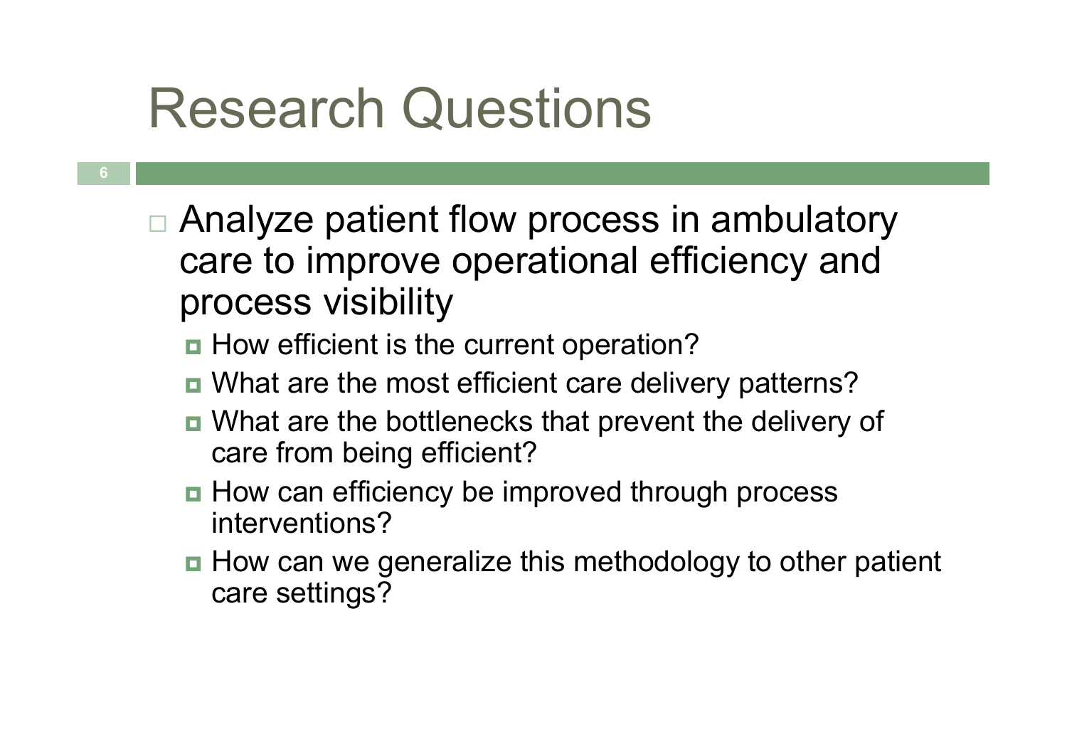# Research Questions

- Analyze patient flow process in ambulatory care to improve operational efficiency and process visibility
  - How efficient is the current operation?
  - What are the most efficient care delivery patterns?
  - What are the bottlenecks that prevent the delivery of care from being efficient?
  - How can efficiency be improved through process interventions?
  - How can we generalize this methodology to other patient care settings?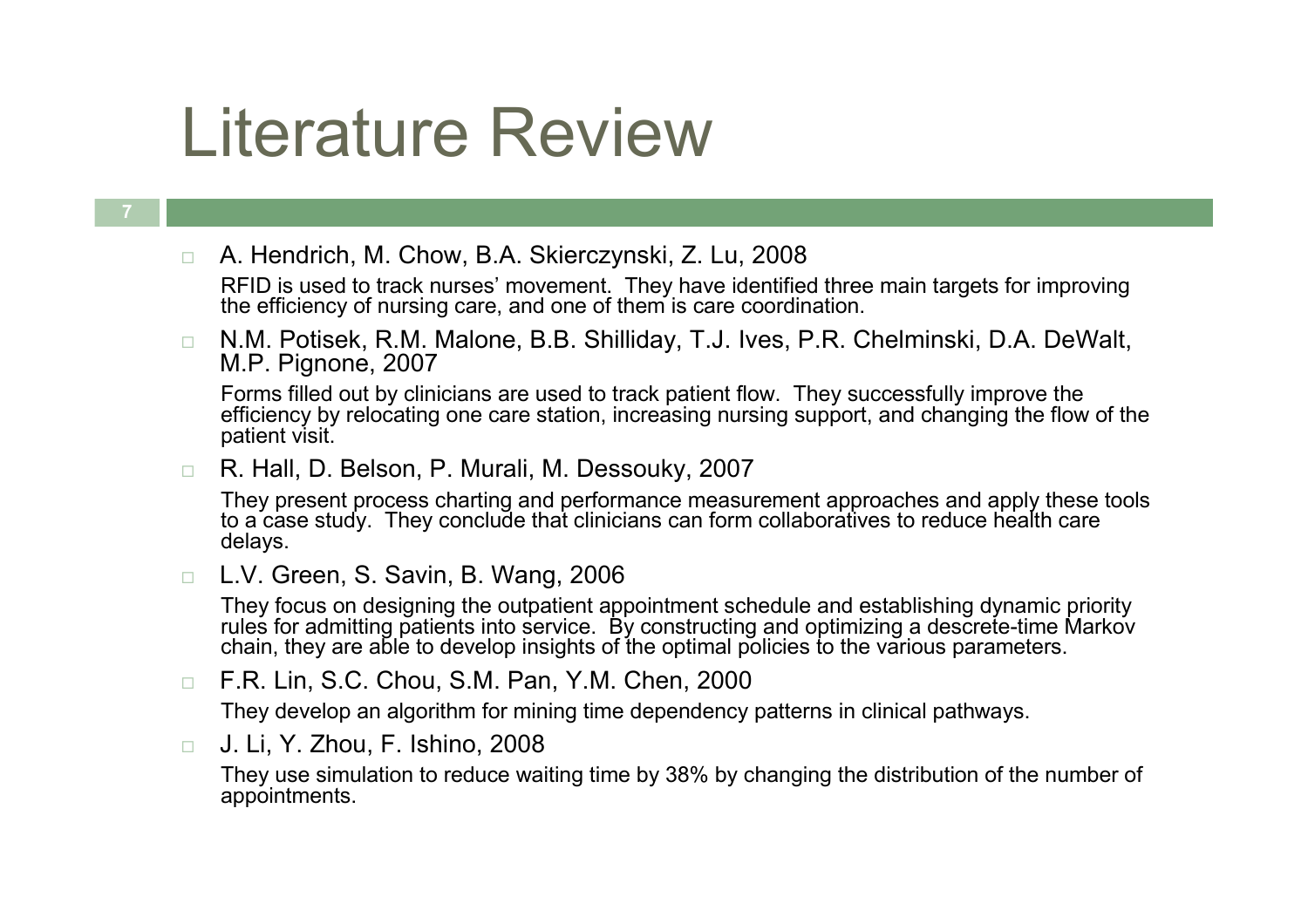# Literature Review

- A. Hendrich, M. Chow, B.A. Skierczynski, Z. Lu, 2008

  RFID is used to track nurses' movement. They have identified three main targets for improving the efficiency of nursing care, and one of them is care coordination.

- N.M. Potisek, R.M. Malone, B.B. Shilliday, T.J. Ives, P.R. Chelminski, D.A. DeWalt, M.P. Pignone, 2007

  Forms filled out by clinicians are used to track patient flow. They successfully improve the efficiency by relocating one care station, increasing nursing support, and changing the flow of the patient visit.

- R. Hall, D. Belson, P. Murali, M. Dessouky, 2007

  They present process charting and performance measurement approaches and apply these tools to a case study. They conclude that clinicians can form collaboratives to reduce health care delays.

- L.V. Green, S. Savin, B. Wang, 2006

  They focus on designing the outpatient appointment schedule and establishing dynamic priority rules for admitting patients into service. By constructing and optimizing a descrete-time Markov chain, they are able to develop insights of the optimal policies to the various parameters.

- F.R. Lin, S.C. Chou, S.M. Pan, Y.M. Chen, 2000

  They develop an algorithm for mining time dependency patterns in clinical pathways.

- J. Li, Y. Zhou, F. Ishino, 2008

  They use simulation to reduce waiting time by 38% by changing the distribution of the number of appointments.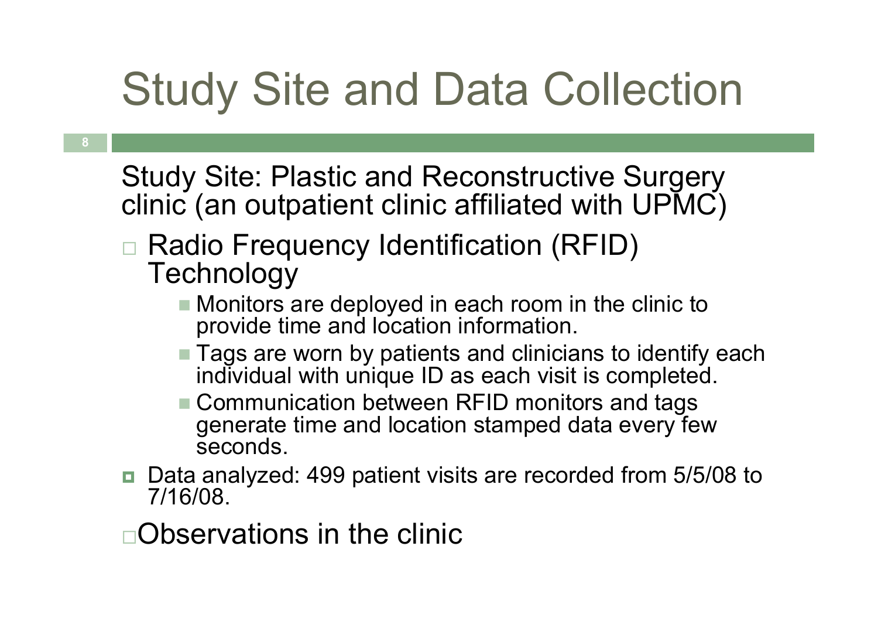# Study Site and Data Collection

Study Site: Plastic and Reconstructive Surgery clinic (an outpatient clinic affiliated with UPMC)

- Radio Frequency Identification (RFID) Technology
  - Monitors are deployed in each room in the clinic to provide time and location information.
  - Tags are worn by patients and clinicians to identify each individual with unique ID as each visit is completed.
  - Communication between RFID monitors and tags generate time and location stamped data every few seconds.
- Data analyzed: 499 patient visits are recorded from 5/5/08 to 7/16/08.
- Observations in the clinic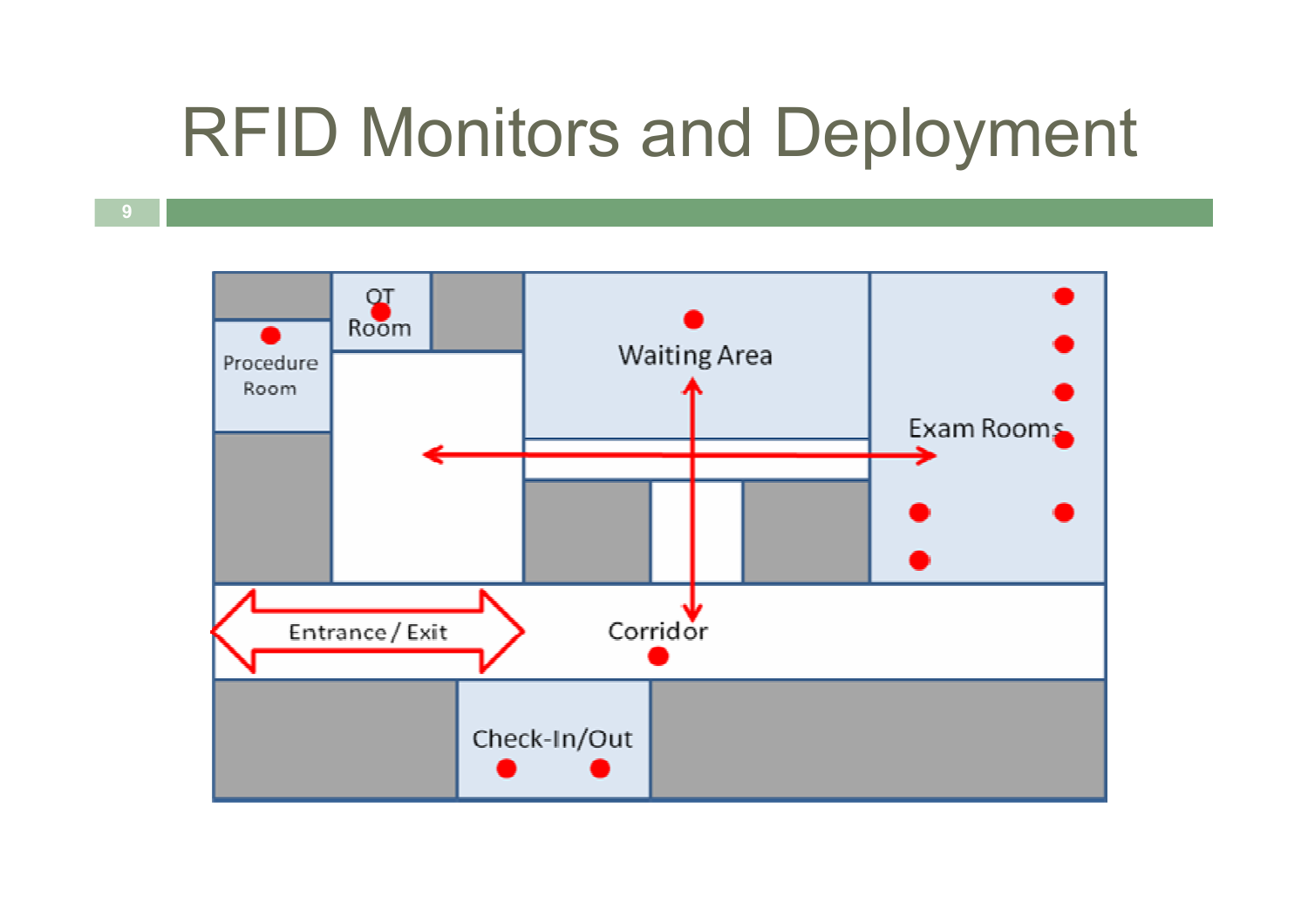# RFID Monitors and Deployment

OT Room

Procedure Room

Waiting Area

Exam Rooms

Entrance / Exit

Corridor

Check-In/Out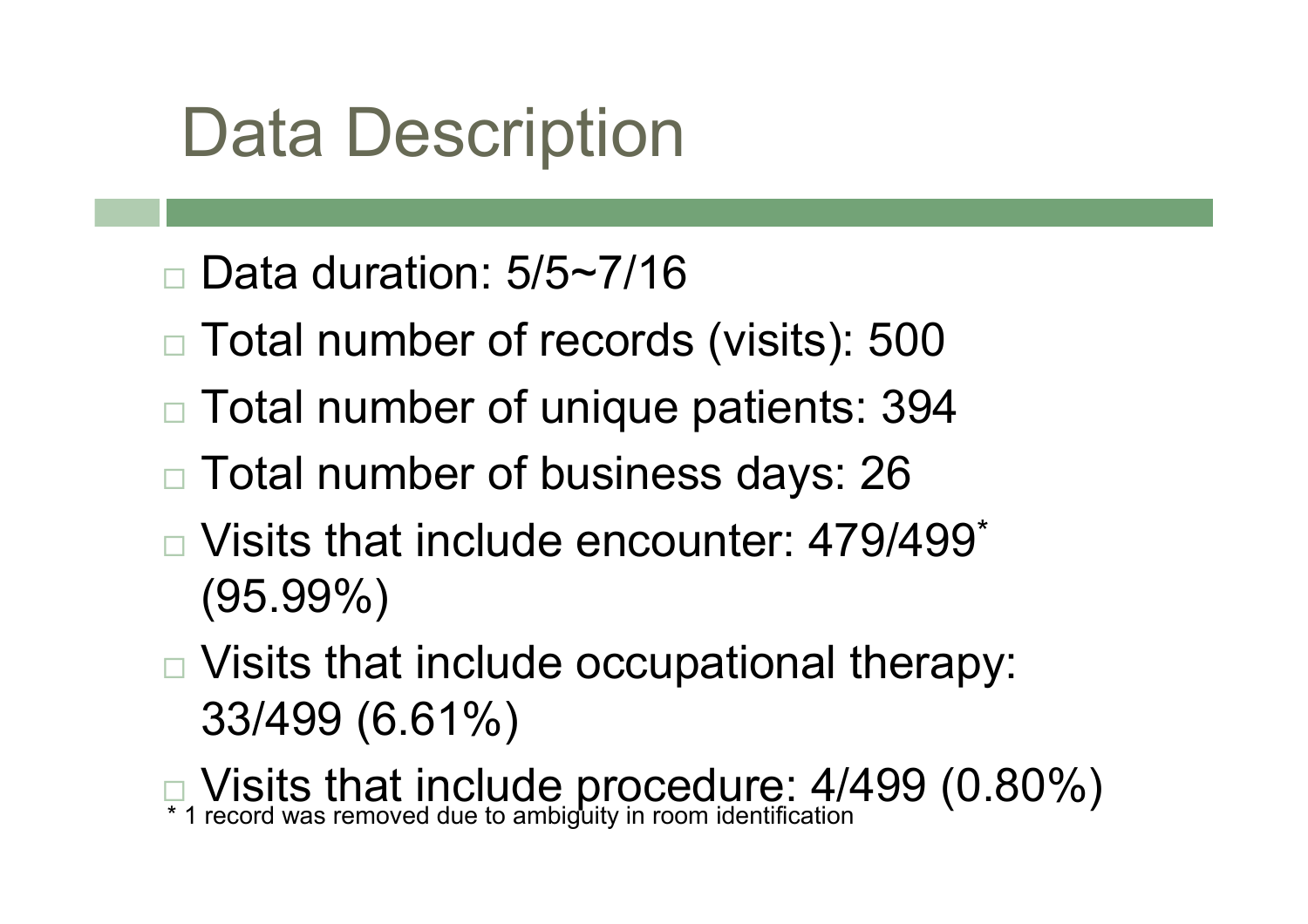# Data Description

- Data duration: 5/5~7/16
- Total number of records (visits): 500
- Total number of unique patients: 394
- Total number of business days: 26
- Visits that include encounter: 479/499* (95.99%)
- Visits that include occupational therapy: 33/499 (6.61%)
- Visits that include procedure: 4/499 (0.80%)

* 1 record was removed due to ambiguity in room identification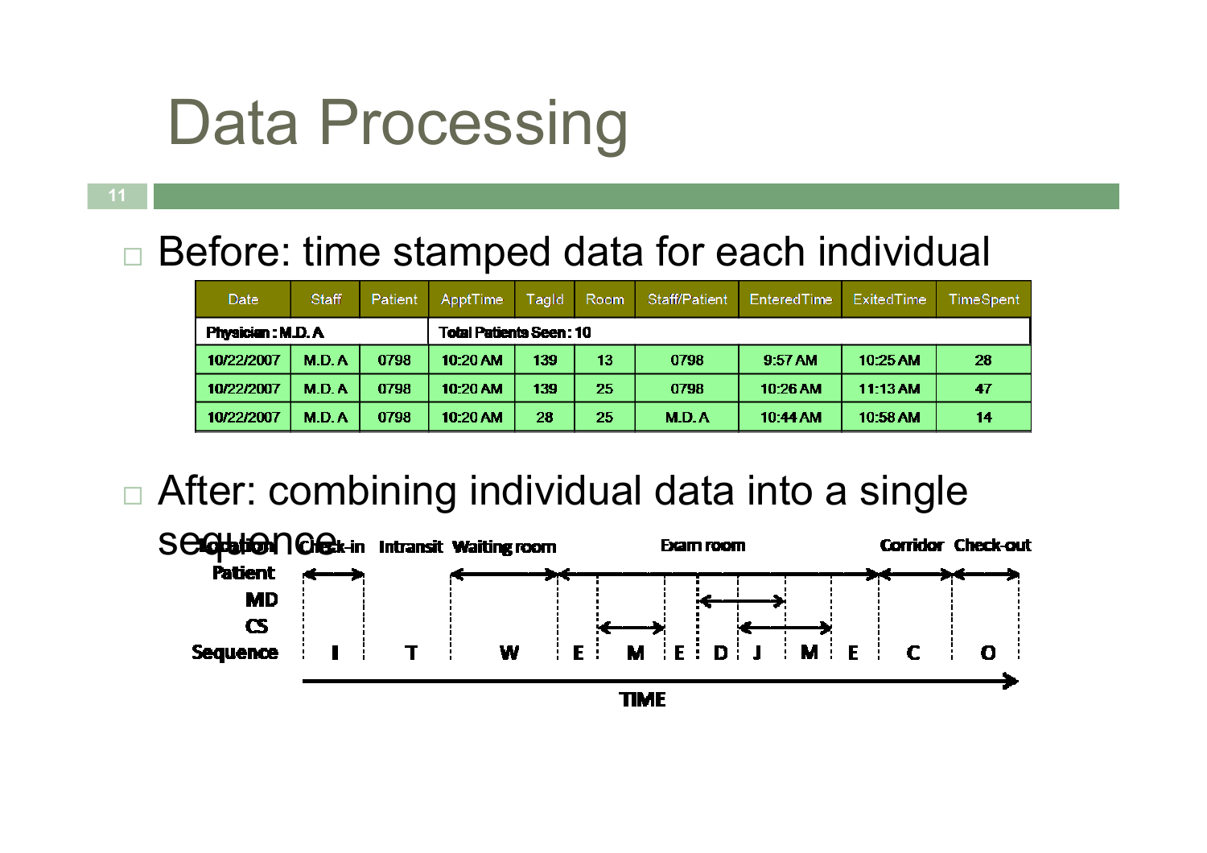# Data Processing

- Before: time stamped data for each individual

| Date | Staff | Patient | ApptTime | TagId | Room | Staff/Patient | EnteredTime | ExitedTime | TimeSpent |
|---|---|---|---|---|---|---|---|---|---|
| Physician : M.D. A | | | Total Patients Seen : 10 | | | | | | |
| 10/22/2007 | M.D. A | 0798 | 10:20 AM | 139 | 13 | 0798 | 9:57 AM | 10:25 AM | 28 |
| 10/22/2007 | M.D. A | 0798 | 10:20 AM | 139 | 25 | 0798 | 10:26 AM | 11:13 AM | 47 |
| 10/22/2007 | M.D. A | 0798 | 10:20 AM | 28 | 25 | M.D. A | 10:44 AM | 10:58 AM | 14 |

- After: combining individual data into a single sequence

| Location | Check-in | Intransit | Waiting room | Exam room | | | | | | | Corridor | Check-out |
|---|---|---|---|---|---|---|---|---|---|---|---|---|
| Patient | ↔ | | ↔ | ↔ | | | | | | | ↔ | ↔ |
| MD | | | | | | | ↔ | | | | | |
| CS | | | | | ↔ | | | ↔ | | | | |
| Sequence | I | T | W | E | M | E | D | J | M | E | C | O |

TIME →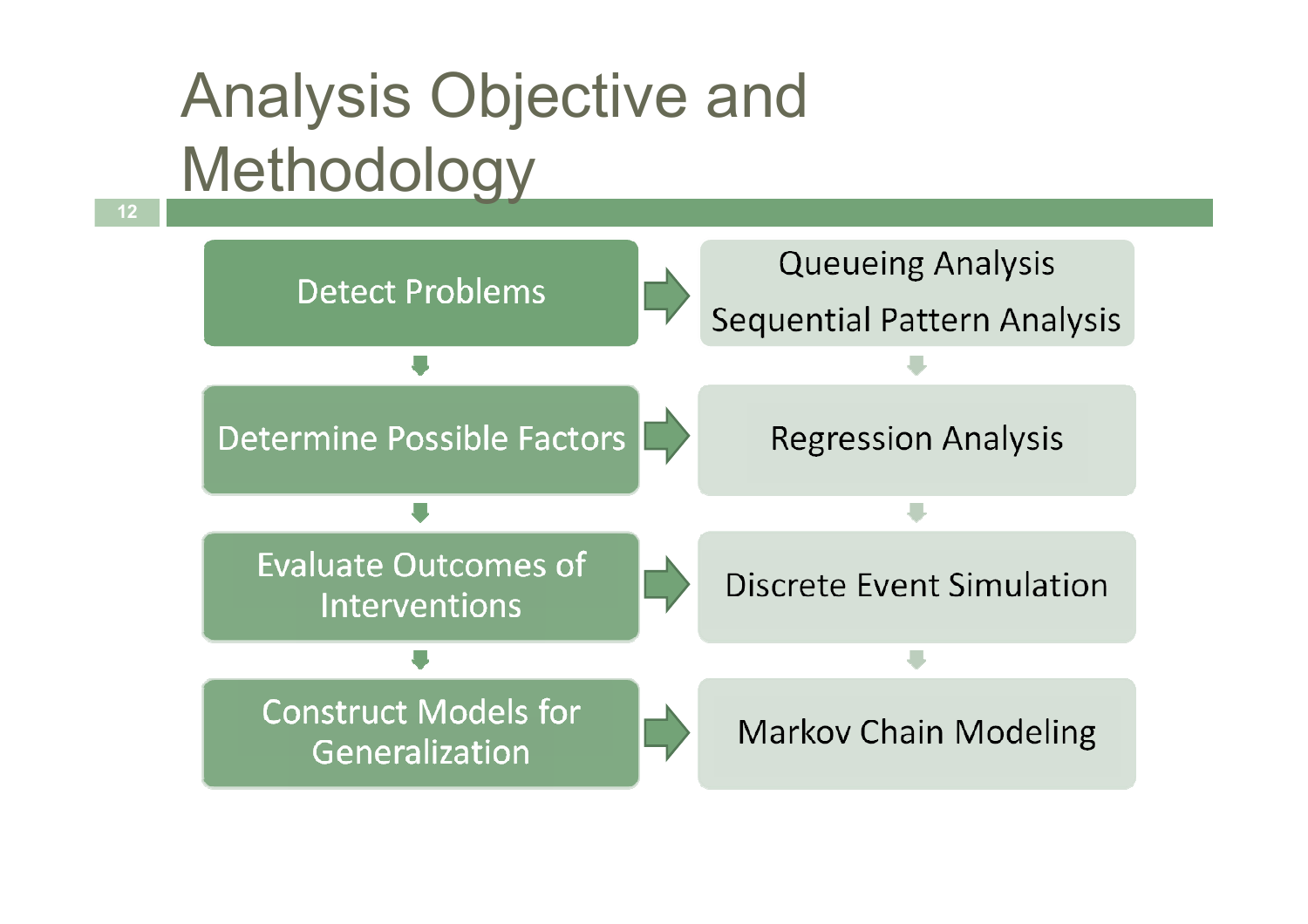# Analysis Objective and Methodology

| Objective | Methodology |
| --- | --- |
| Detect Problems | Queueing Analysis<br>Sequential Pattern Analysis |
| Determine Possible Factors | Regression Analysis |
| Evaluate Outcomes of Interventions | Discrete Event Simulation |
| Construct Models for Generalization | Markov Chain Modeling |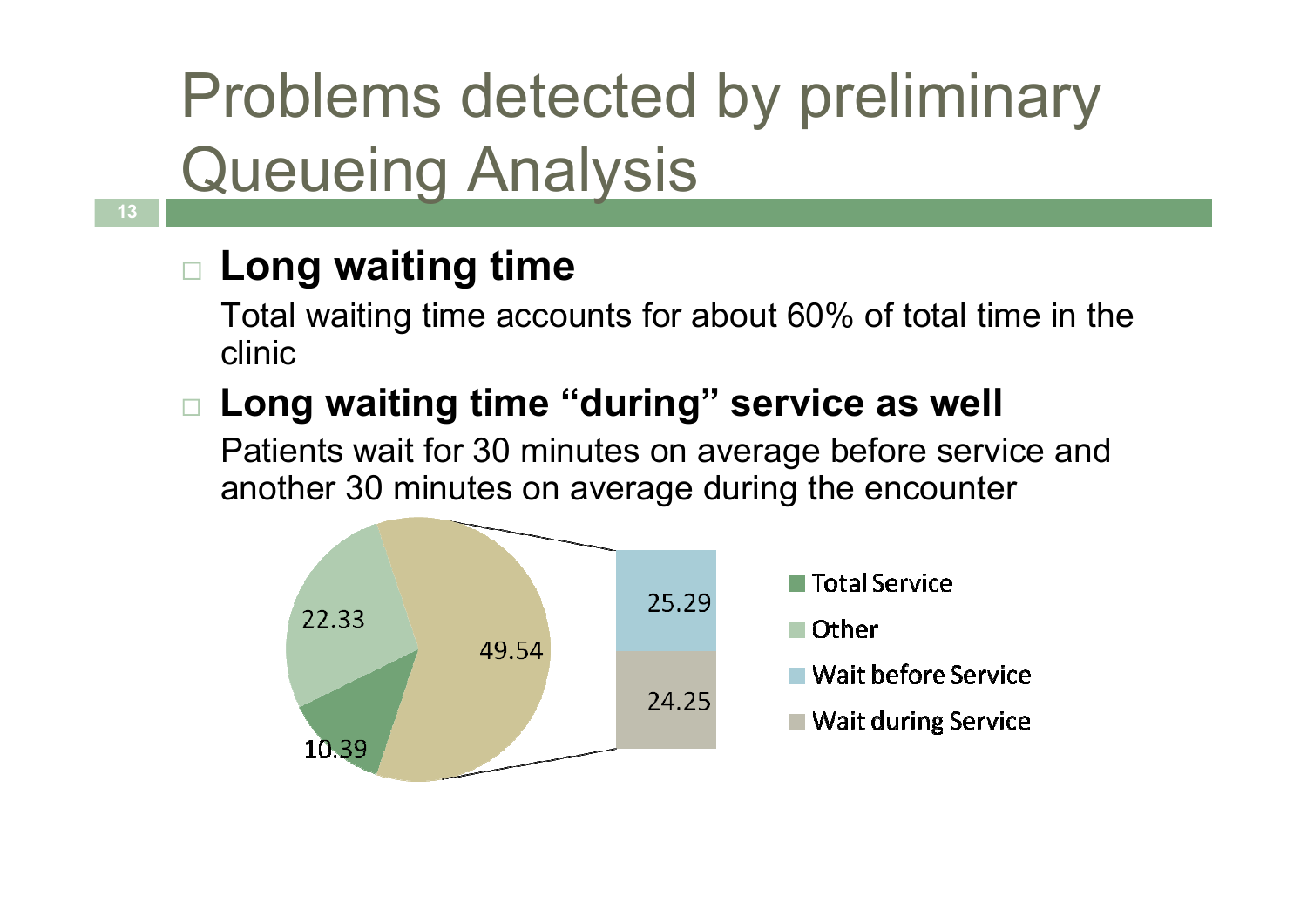# Problems detected by preliminary Queueing Analysis

- **Long waiting time**

  Total waiting time accounts for about 60% of total time in the clinic

- **Long waiting time "during" service as well**

  Patients wait for 30 minutes on average before service and another 30 minutes on average during the encounter

22.33

49.54

10.39

25.29

24.25

Total Service

Other

Wait before Service

Wait during Service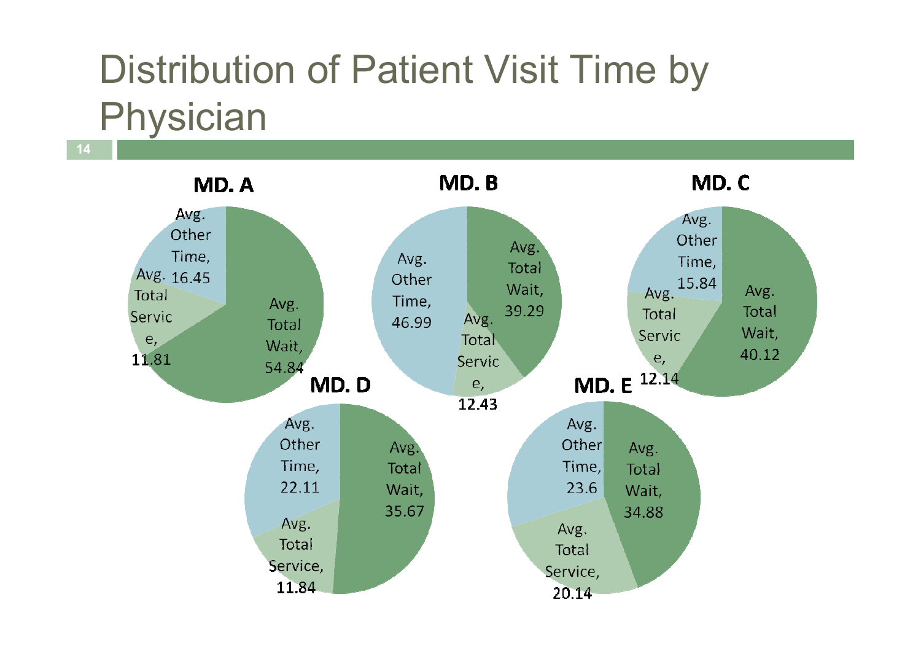# Distribution of Patient Visit Time by Physician

**MD. A**

- Avg. Other Time, 16.45
- Avg. Total Service, 11.81
- Avg. Total Wait, 54.84

**MD. B**

- Avg. Other Time, 46.99
- Avg. Total Wait, 39.29
- Avg. Total Service, 12.43

**MD. C**

- Avg. Other Time, 15.84
- Avg. Total Service, 12.14
- Avg. Total Wait, 40.12

**MD. D**

- Avg. Other Time, 22.11
- Avg. Total Wait, 35.67
- Avg. Total Service, 11.84

**MD. E**

- Avg. Other Time, 23.6
- Avg. Total Wait, 34.88
- Avg. Total Service, 20.14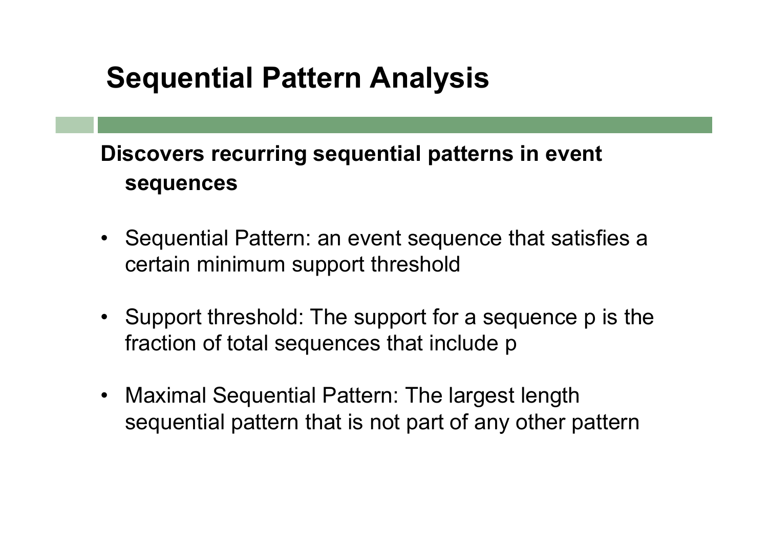# Sequential Pattern Analysis

**Discovers recurring sequential patterns in event sequences**

- Sequential Pattern: an event sequence that satisfies a certain minimum support threshold
- Support threshold: The support for a sequence p is the fraction of total sequences that include p
- Maximal Sequential Pattern: The largest length sequential pattern that is not part of any other pattern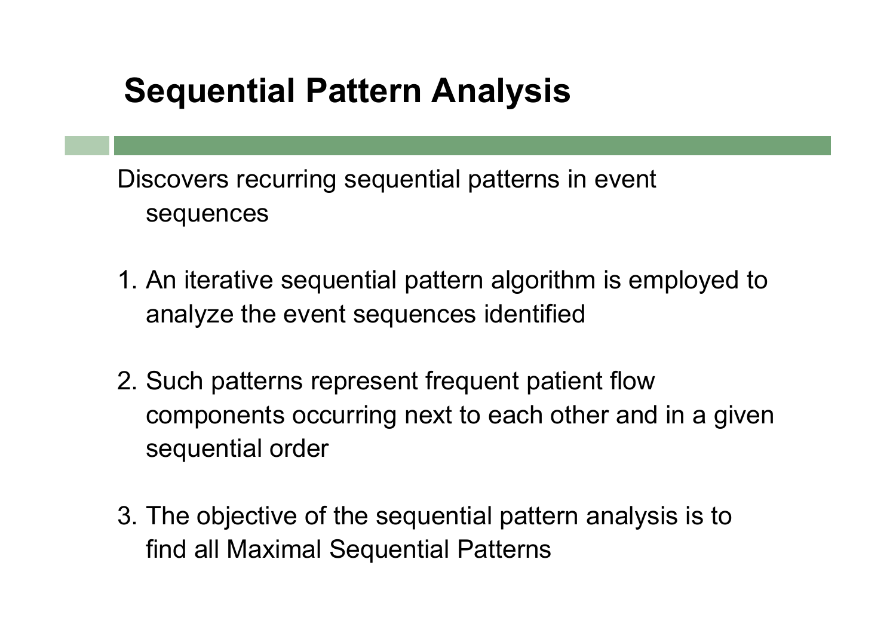# Sequential Pattern Analysis

Discovers recurring sequential patterns in event sequences

1. An iterative sequential pattern algorithm is employed to analyze the event sequences identified

2. Such patterns represent frequent patient flow components occurring next to each other and in a given sequential order

3. The objective of the sequential pattern analysis is to find all Maximal Sequential Patterns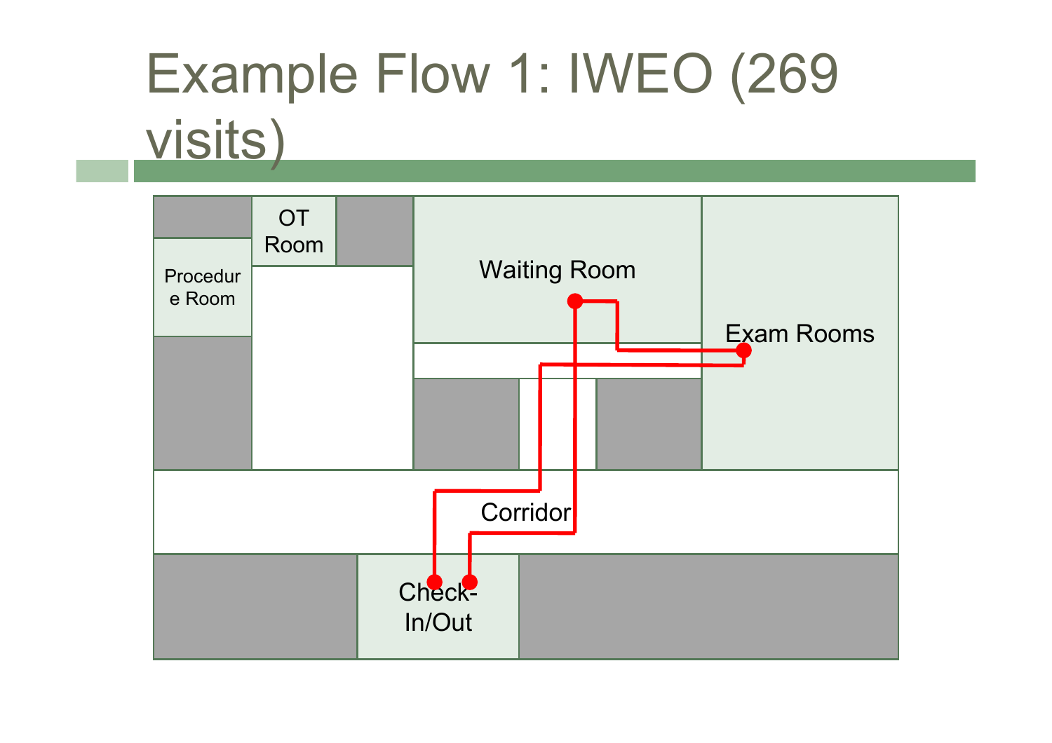# Example Flow 1: IWEO (269 visits)

OT Room

Procedure Room

Waiting Room

Exam Rooms

Corridor

Check-In/Out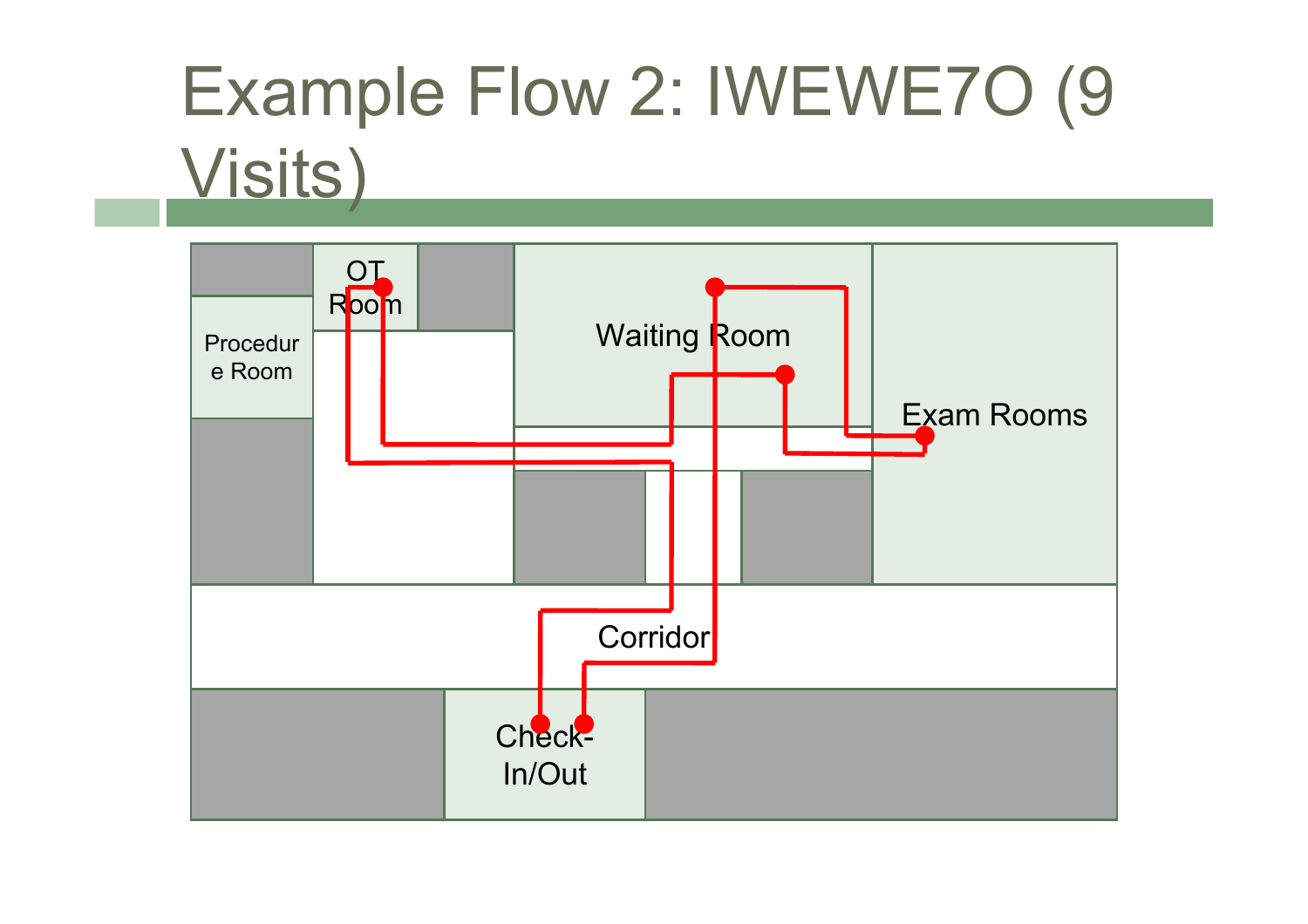# Example Flow 2: IWEWE7O (9 Visits)

OT Room

Procedure Room

Waiting Room

Exam Rooms

Corridor

Check-In/Out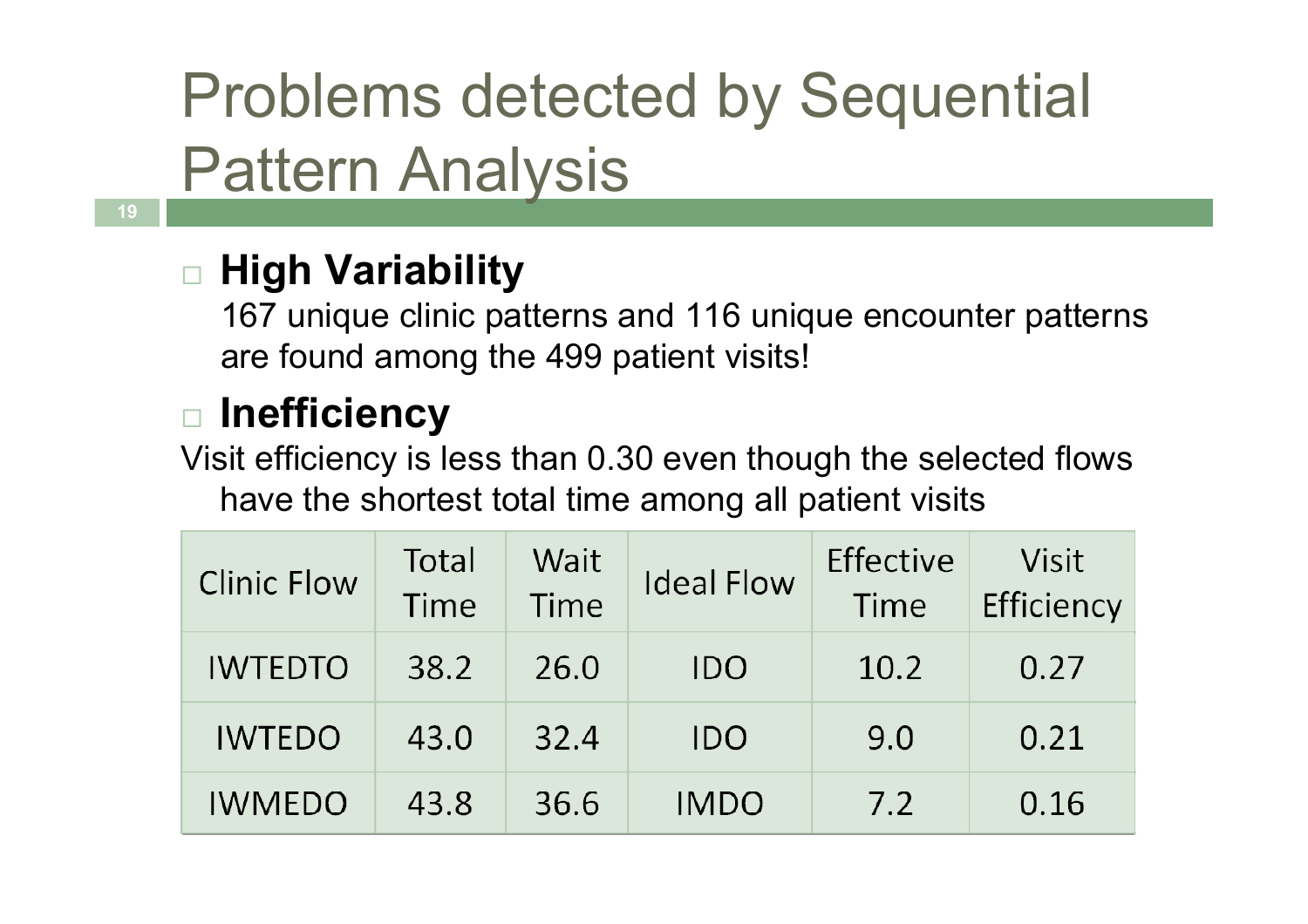# Problems detected by Sequential Pattern Analysis

- **High Variability**

  167 unique clinic patterns and 116 unique encounter patterns are found among the 499 patient visits!

- **Inefficiency**

Visit efficiency is less than 0.30 even though the selected flows have the shortest total time among all patient visits

| Clinic Flow | Total Time | Wait Time | Ideal Flow | Effective Time | Visit Efficiency |
|---|---|---|---|---|---|
| IWTEDTO | 38.2 | 26.0 | IDO | 10.2 | 0.27 |
| IWTEDO | 43.0 | 32.4 | IDO | 9.0 | 0.21 |
| IWMEDO | 43.8 | 36.6 | IMDO | 7.2 | 0.16 |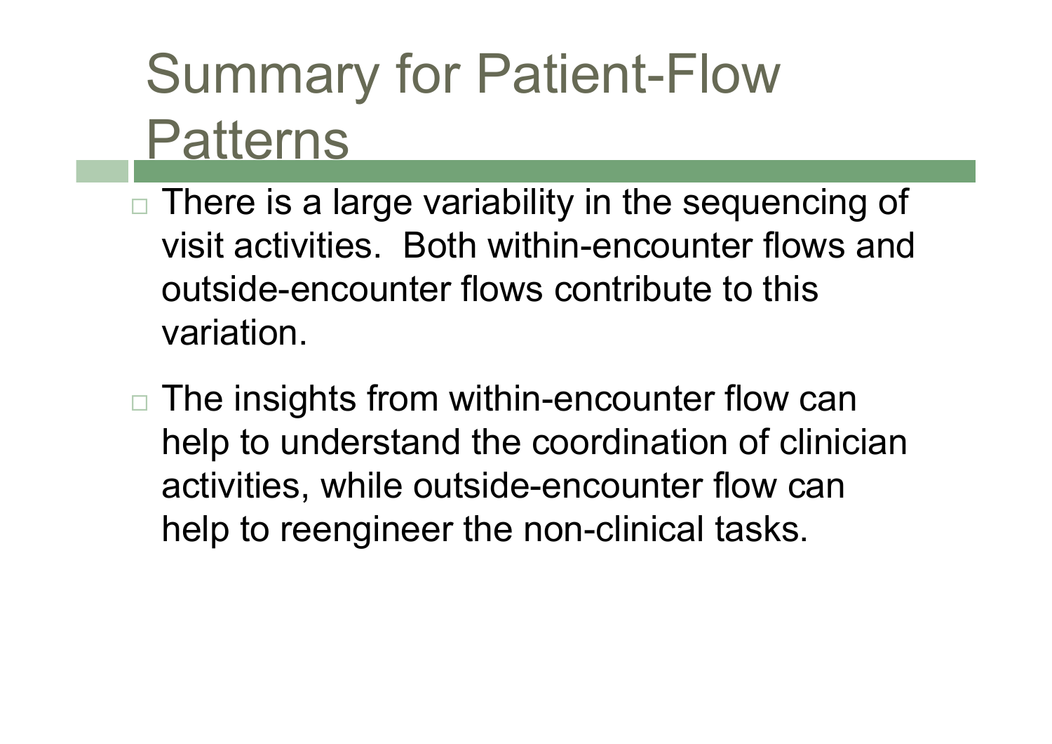# Summary for Patient-Flow Patterns

- There is a large variability in the sequencing of visit activities.  Both within-encounter flows and outside-encounter flows contribute to this variation.
- The insights from within-encounter flow can help to understand the coordination of clinician activities, while outside-encounter flow can help to reengineer the non-clinical tasks.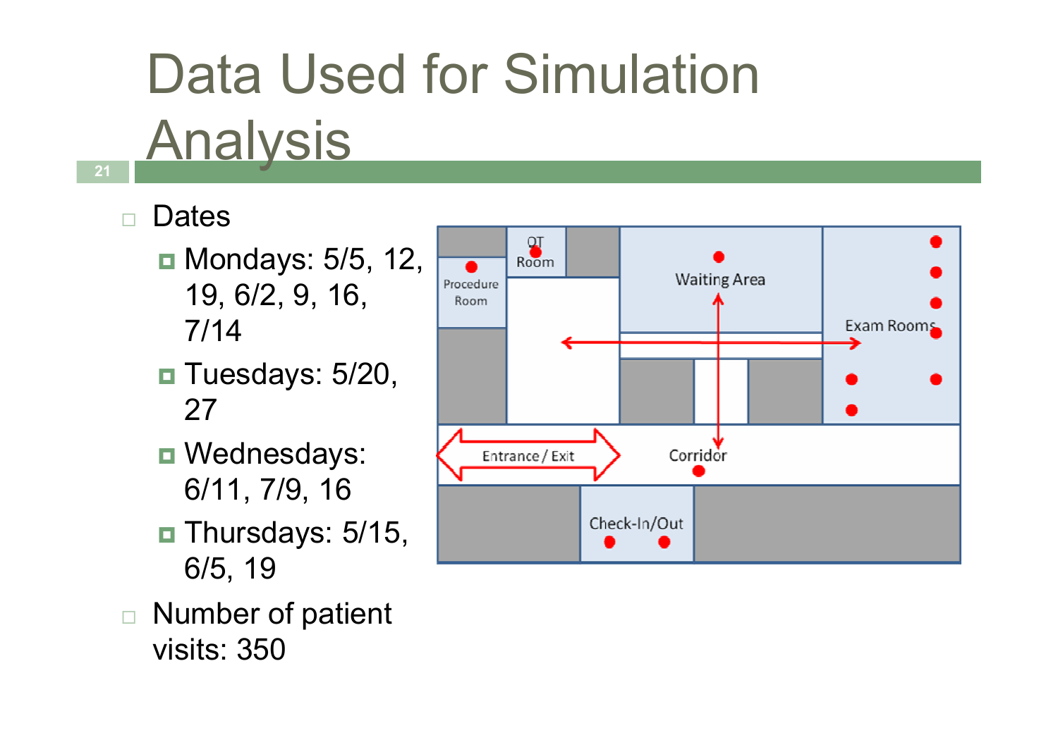# Data Used for Simulation Analysis

- Dates
  - Mondays: 5/5, 12, 19, 6/2, 9, 16, 7/14
  - Tuesdays: 5/20, 27
  - Wednesdays: 6/11, 7/9, 16
  - Thursdays: 5/15, 6/5, 19
- Number of patient visits: 350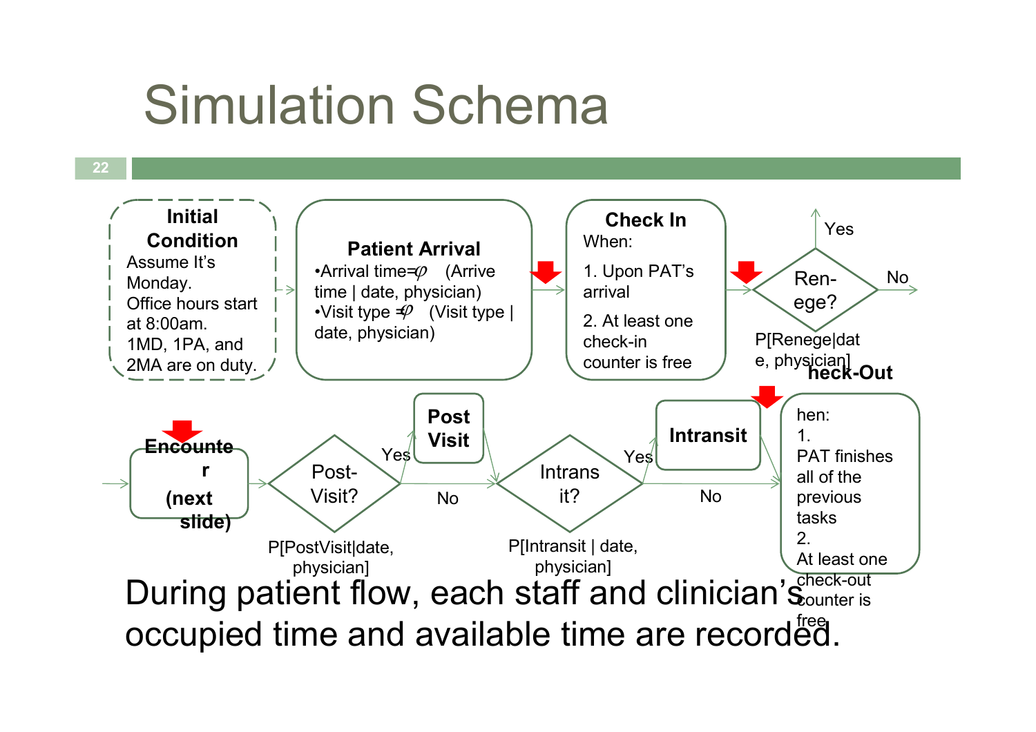# Simulation Schema

**Initial Condition**
Assume It's Monday.
Office hours start at 8:00am.
1MD, 1PA, and 2MA are on duty.

**Patient Arrival**
•Arrival time= $\wp$ (Arrive time | date, physician)
•Visit type = $\wp$ (Visit type | date, physician)

**Check In**
When:
1. Upon PAT's arrival
2. At least one check-in counter is free

Ren-ege? (Yes / No)
P[Renege|date, physician]

**Check-Out**
When:
1. PAT finishes all of the previous tasks
2. At least one check-out counter is free

**Encounter (next slide)**

Post-Visit? (Yes → **Post Visit**; No)
P[PostVisit|date, physician]

Intransit? (Yes → **Intransit**; No)
P[Intransit | date, physician]

During patient flow, each staff and clinician's occupied time and available time are recorded.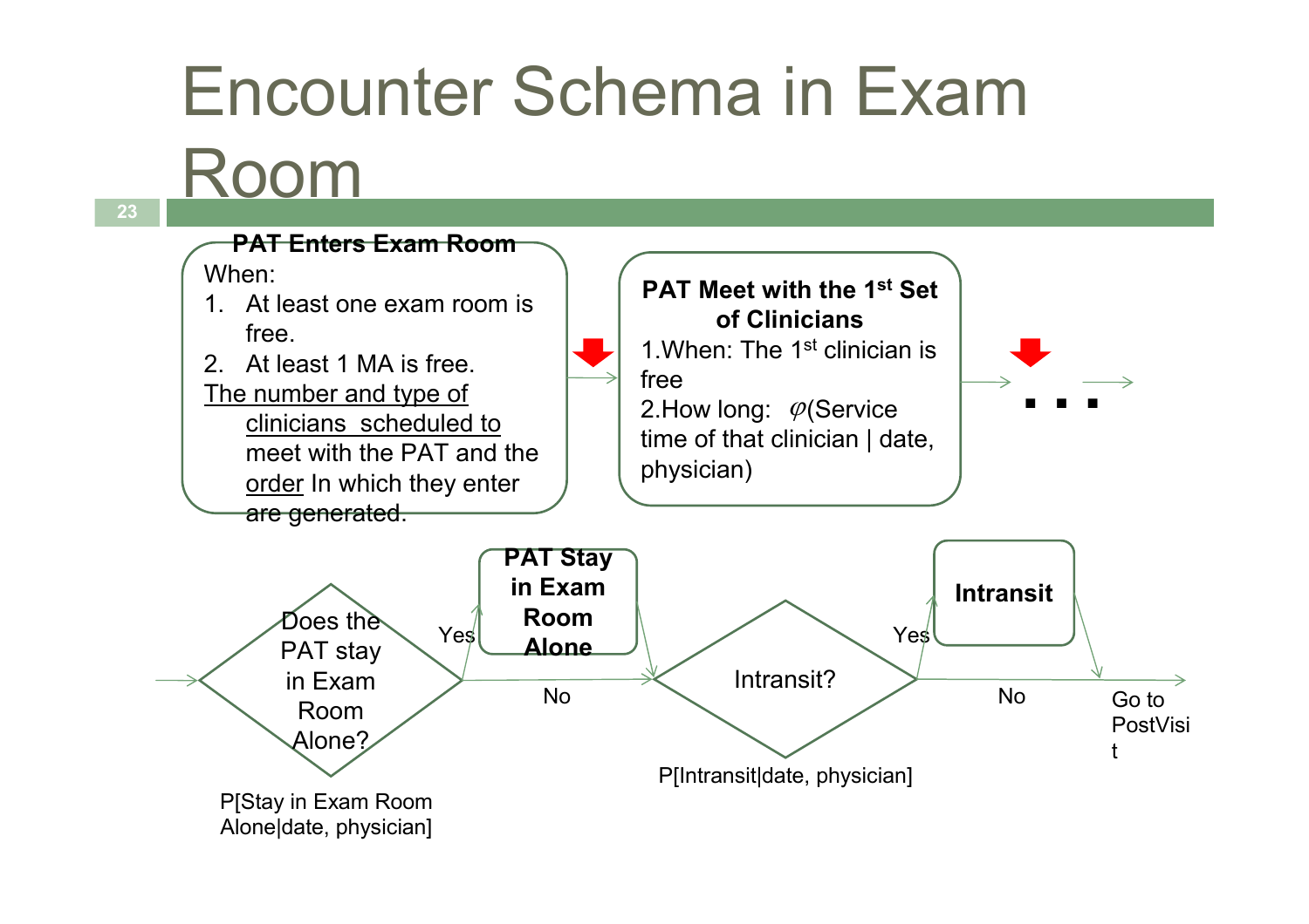# Encounter Schema in Exam Room

**PAT Enters Exam Room**

When:

1. At least one exam room is free.
2. At least 1 MA is free.

<u>The number and type of clinicians scheduled to</u> meet with the PAT and the <u>order</u> In which they enter are generated.

**PAT Meet with the 1st Set of Clinicians**

1.When: The 1st clinician is free

2.How long: $\varphi$(Service time of that clinician | date, physician)

. . .

**Does the PAT stay in Exam Room Alone?**

P[Stay in Exam Room Alone|date, physician]

Yes → **PAT Stay in Exam Room Alone**

No

**Intransit?**

P[Intransit|date, physician]

Yes → **Intransit**

No

Go to PostVisit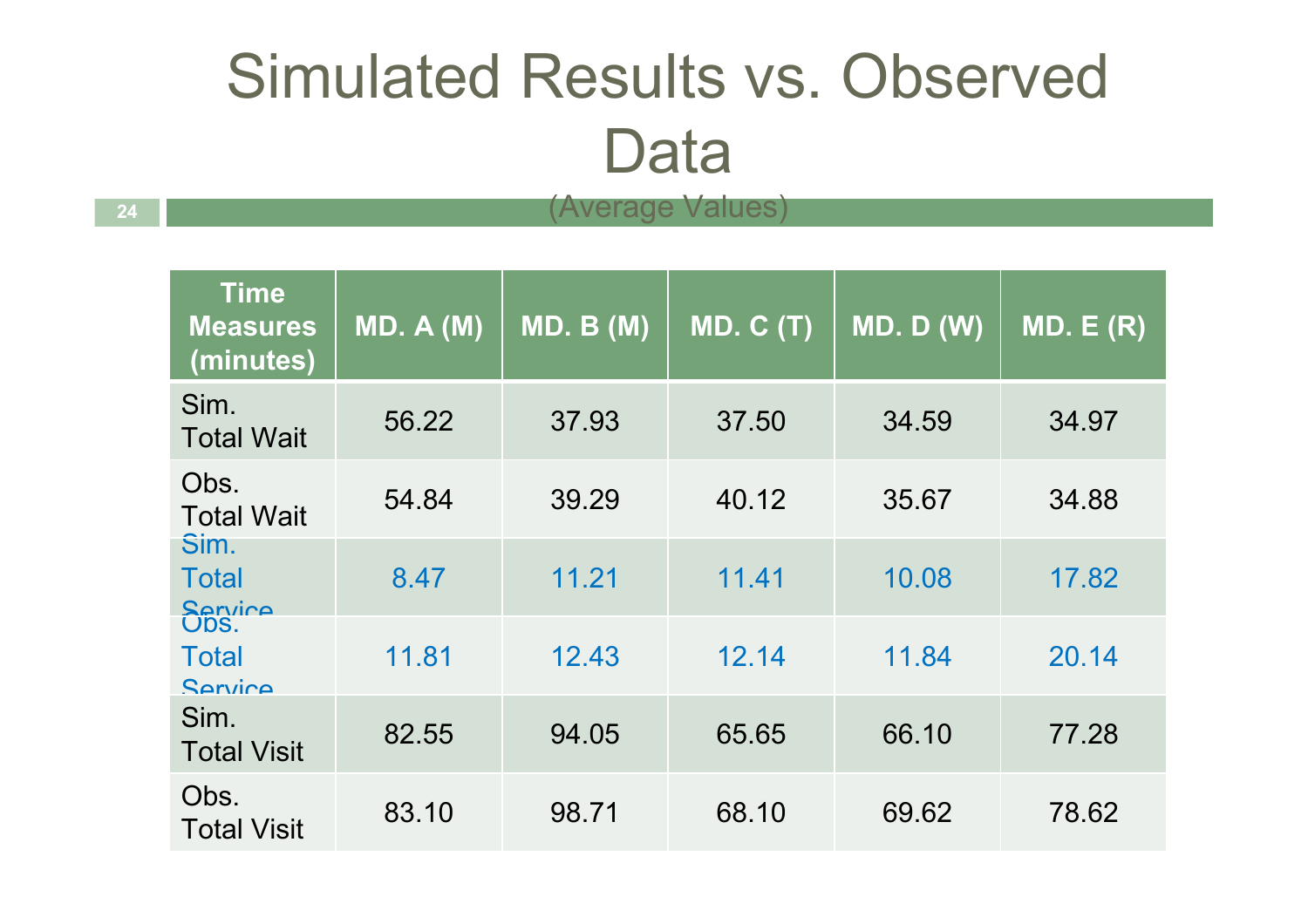# Simulated Results vs. Observed Data

(Average Values)

| Time Measures (minutes) | MD. A (M) | MD. B (M) | MD. C (T) | MD. D (W) | MD. E (R) |
|---|---|---|---|---|---|
| Sim. Total Wait | 56.22 | 37.93 | 37.50 | 34.59 | 34.97 |
| Obs. Total Wait | 54.84 | 39.29 | 40.12 | 35.67 | 34.88 |
| Sim. Total Service | 8.47 | 11.21 | 11.41 | 10.08 | 17.82 |
| Obs. Total Service | 11.81 | 12.43 | 12.14 | 11.84 | 20.14 |
| Sim. Total Visit | 82.55 | 94.05 | 65.65 | 66.10 | 77.28 |
| Obs. Total Visit | 83.10 | 98.71 | 68.10 | 69.62 | 78.62 |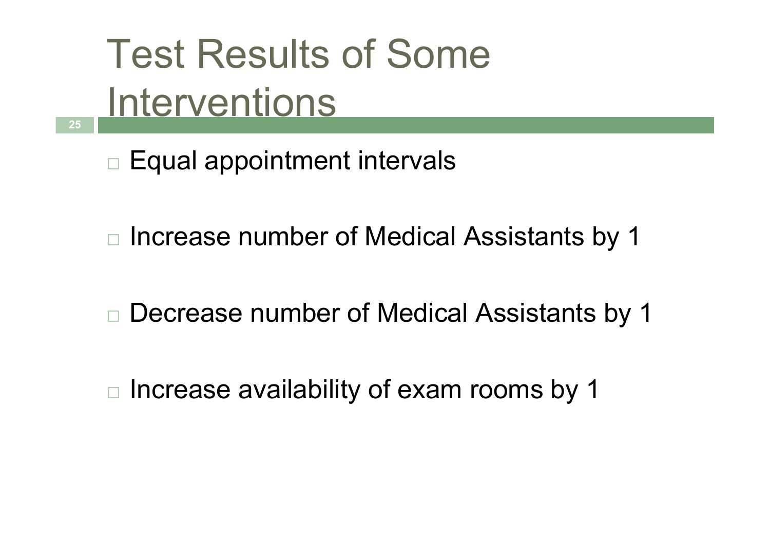# Test Results of Some Interventions

- Equal appointment intervals

- Increase number of Medical Assistants by 1

- Decrease number of Medical Assistants by 1

- Increase availability of exam rooms by 1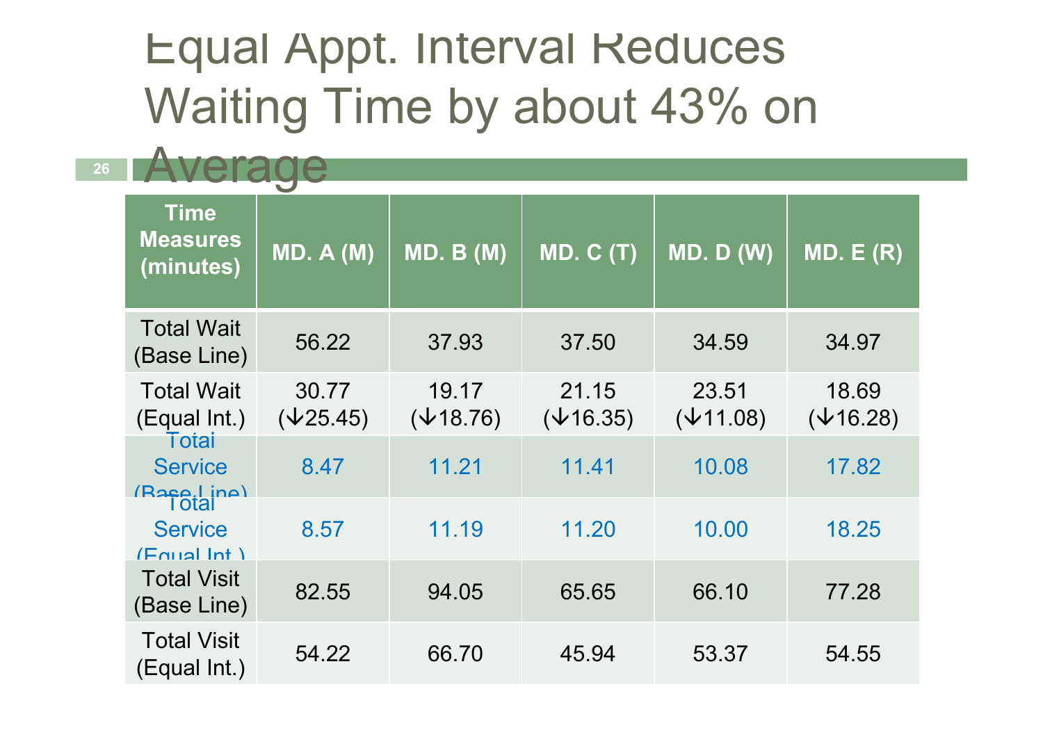# Equal Appt. Interval Reduces Waiting Time by about 43% on Average

| Time Measures (minutes) | MD. A (M) | MD. B (M) | MD. C (T) | MD. D (W) | MD. E (R) |
|---|---|---|---|---|---|
| Total Wait (Base Line) | 56.22 | 37.93 | 37.50 | 34.59 | 34.97 |
| Total Wait (Equal Int.) | 30.77 (↓25.45) | 19.17 (↓18.76) | 21.15 (↓16.35) | 23.51 (↓11.08) | 18.69 (↓16.28) |
| Total Service (Base Line) | 8.47 | 11.21 | 11.41 | 10.08 | 17.82 |
| Total Service (Equal Int.) | 8.57 | 11.19 | 11.20 | 10.00 | 18.25 |
| Total Visit (Base Line) | 82.55 | 94.05 | 65.65 | 66.10 | 77.28 |
| Total Visit (Equal Int.) | 54.22 | 66.70 | 45.94 | 53.37 | 54.55 |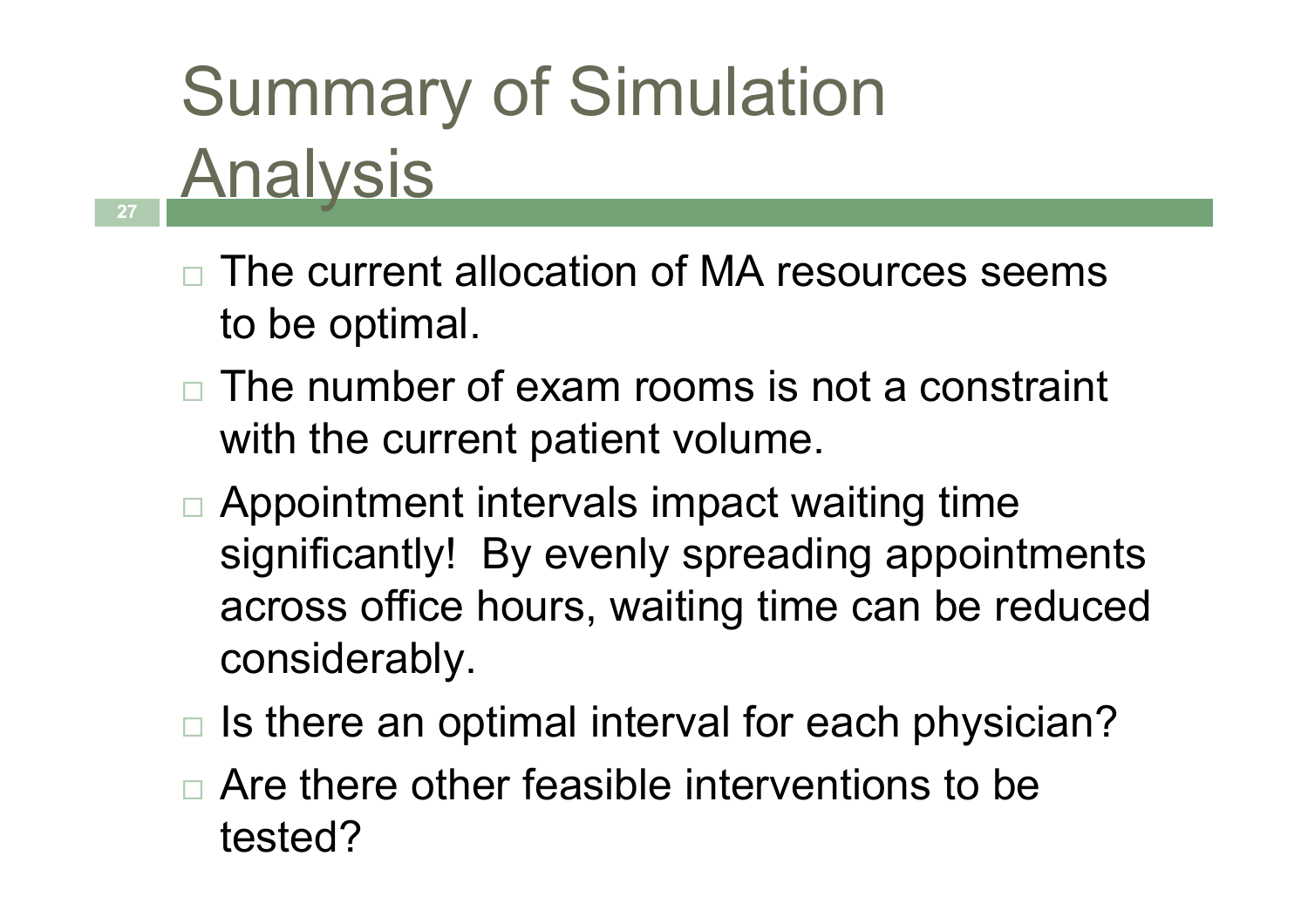# Summary of Simulation Analysis

- The current allocation of MA resources seems to be optimal.
- The number of exam rooms is not a constraint with the current patient volume.
- Appointment intervals impact waiting time significantly! By evenly spreading appointments across office hours, waiting time can be reduced considerably.
- Is there an optimal interval for each physician?
- Are there other feasible interventions to be tested?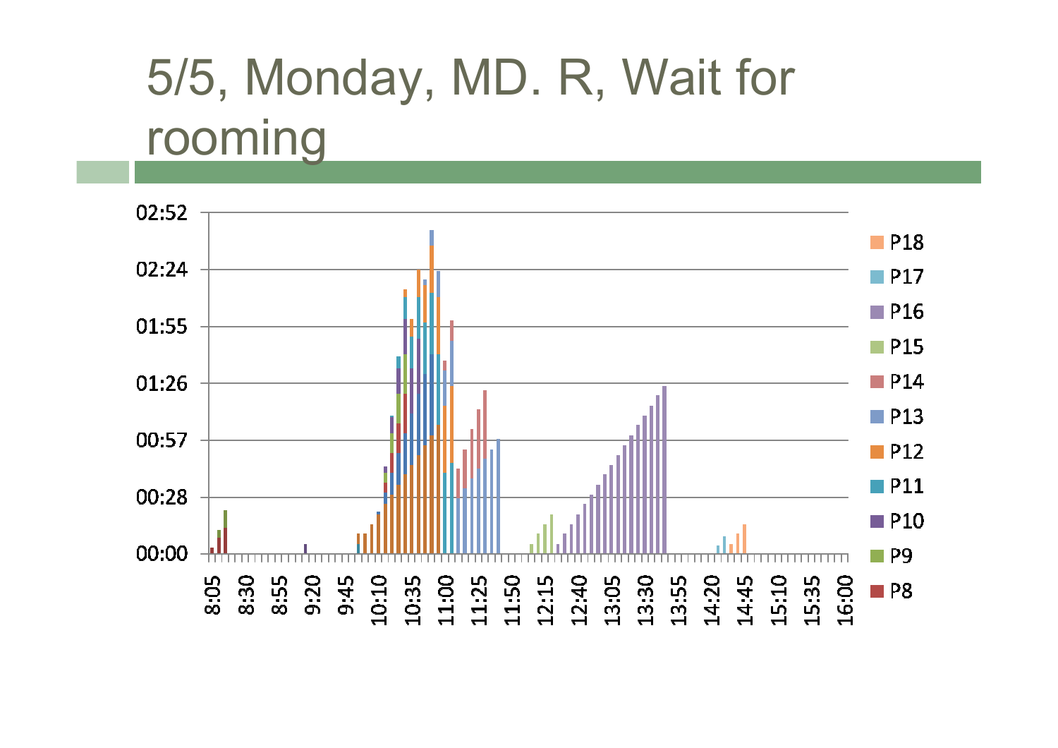# 5/5, Monday, MD. R, Wait for rooming

Y-axis: 00:00, 00:28, 00:57, 01:26, 01:55, 02:24, 02:52

X-axis: 8:05, 8:30, 8:55, 9:20, 9:45, 10:10, 10:35, 11:00, 11:25, 11:50, 12:15, 12:40, 13:05, 13:30, 13:55, 14:20, 14:45, 15:10, 15:35, 16:00

Legend: P18, P17, P16, P15, P14, P13, P12, P11, P10, P9, P8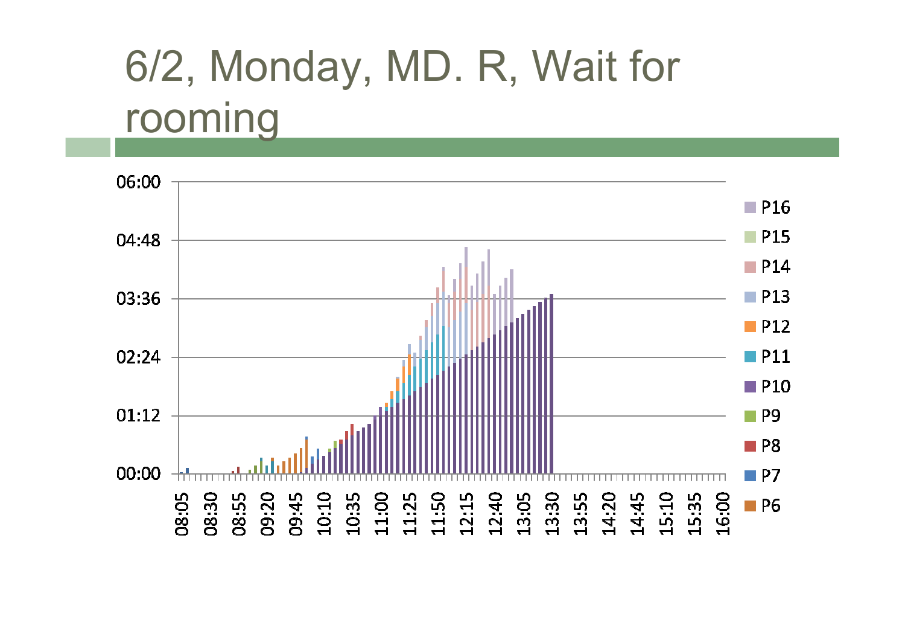# 6/2, Monday, MD. R, Wait for rooming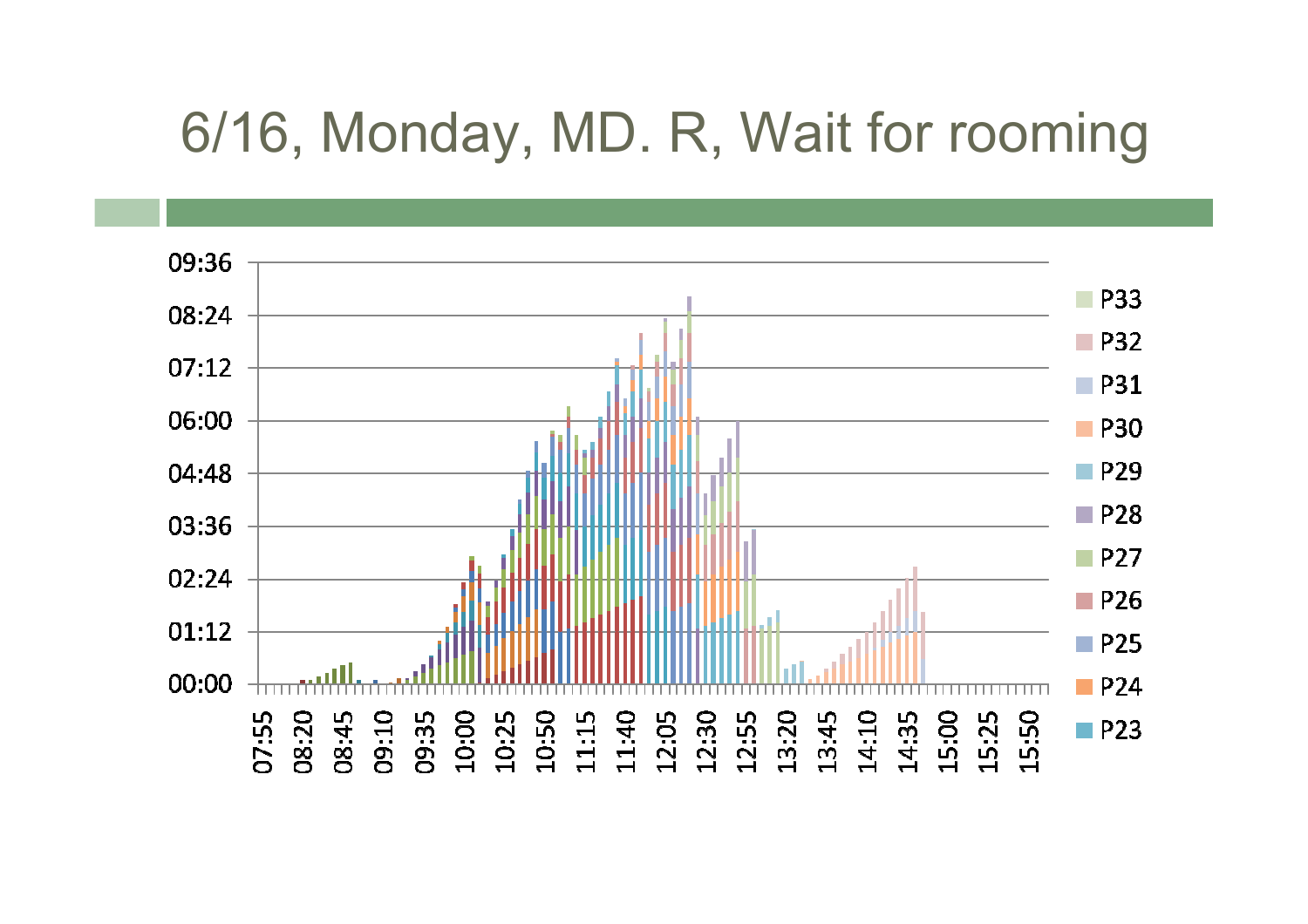# 6/16, Monday, MD. R, Wait for rooming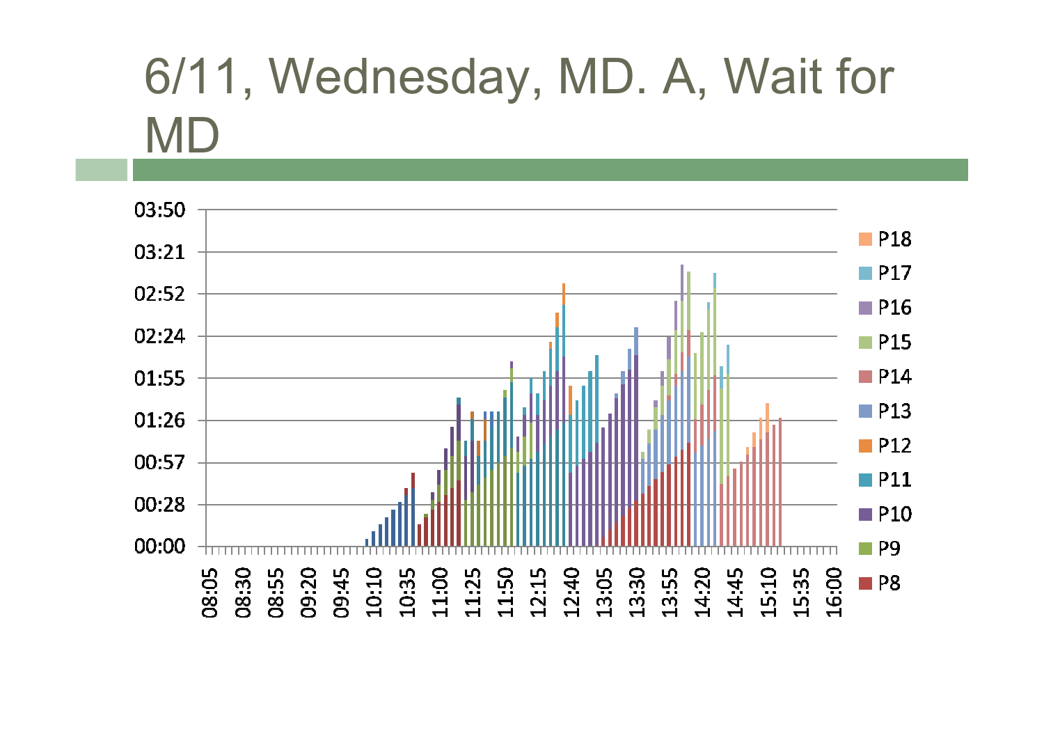# 6/11, Wednesday, MD. A, Wait for MD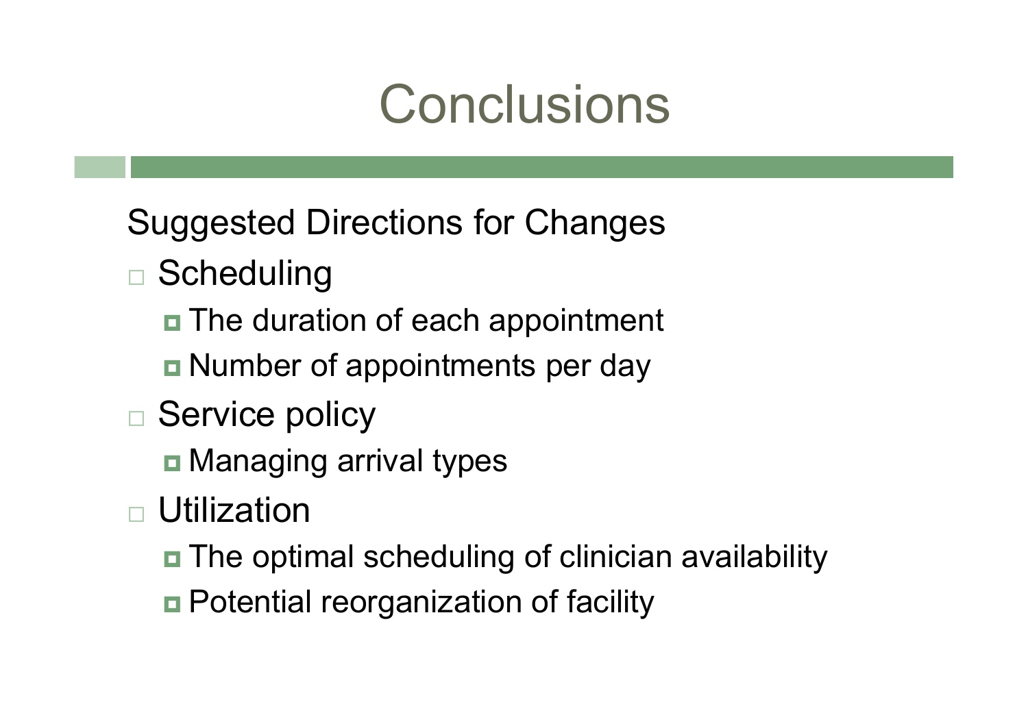# Conclusions

Suggested Directions for Changes

- Scheduling
  - The duration of each appointment
  - Number of appointments per day
- Service policy
  - Managing arrival types
- Utilization
  - The optimal scheduling of clinician availability
  - Potential reorganization of facility